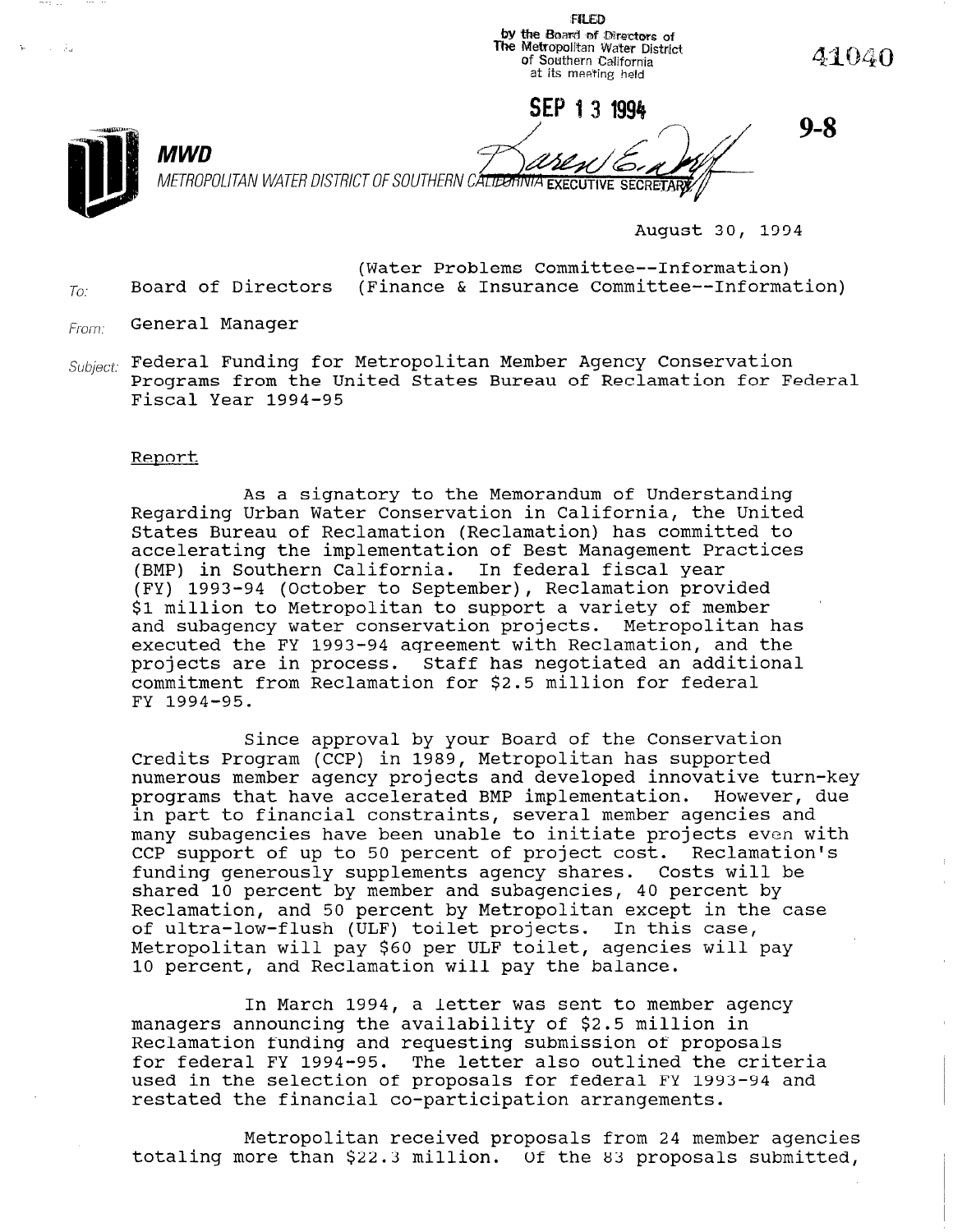FILED
by the Board of Directors of
The Metropolitan Water District
of Southern California
at its meeting held

SEP 13 1994

EXECUTIVE SECRETARY

41040

9-8

**MWD**

METROPOLITAN WATER DISTRICT OF SOUTHERN CALIFORNIA

August 30, 1994

To: Board of Directors (Water Problems Committee--Information)
(Finance & Insurance Committee--Information)

From: General Manager

Subject: Federal Funding for Metropolitan Member Agency Conservation Programs from the United States Bureau of Reclamation for Federal Fiscal Year 1994-95

Report

As a signatory to the Memorandum of Understanding Regarding Urban Water Conservation in California, the United States Bureau of Reclamation (Reclamation) has committed to accelerating the implementation of Best Management Practices (BMP) in Southern California. In federal fiscal year (FY) 1993-94 (October to September), Reclamation provided $1 million to Metropolitan to support a variety of member and subagency water conservation projects. Metropolitan has executed the FY 1993-94 agreement with Reclamation, and the projects are in process. Staff has negotiated an additional commitment from Reclamation for $2.5 million for federal FY 1994-95.

Since approval by your Board of the Conservation Credits Program (CCP) in 1989, Metropolitan has supported numerous member agency projects and developed innovative turn-key programs that have accelerated BMP implementation. However, due in part to financial constraints, several member agencies and many subagencies have been unable to initiate projects even with CCP support of up to 50 percent of project cost. Reclamation's funding generously supplements agency shares. Costs will be shared 10 percent by member and subagencies, 40 percent by Reclamation, and 50 percent by Metropolitan except in the case of ultra-low-flush (ULF) toilet projects. In this case, Metropolitan will pay $60 per ULF toilet, agencies will pay 10 percent, and Reclamation will pay the balance.

In March 1994, a letter was sent to member agency managers announcing the availability of $2.5 million in Reclamation funding and requesting submission of proposals for federal FY 1994-95. The letter also outlined the criteria used in the selection of proposals for federal FY 1993-94 and restated the financial co-participation arrangements.

Metropolitan received proposals from 24 member agencies totaling more than $22.3 million. Of the 83 proposals submitted,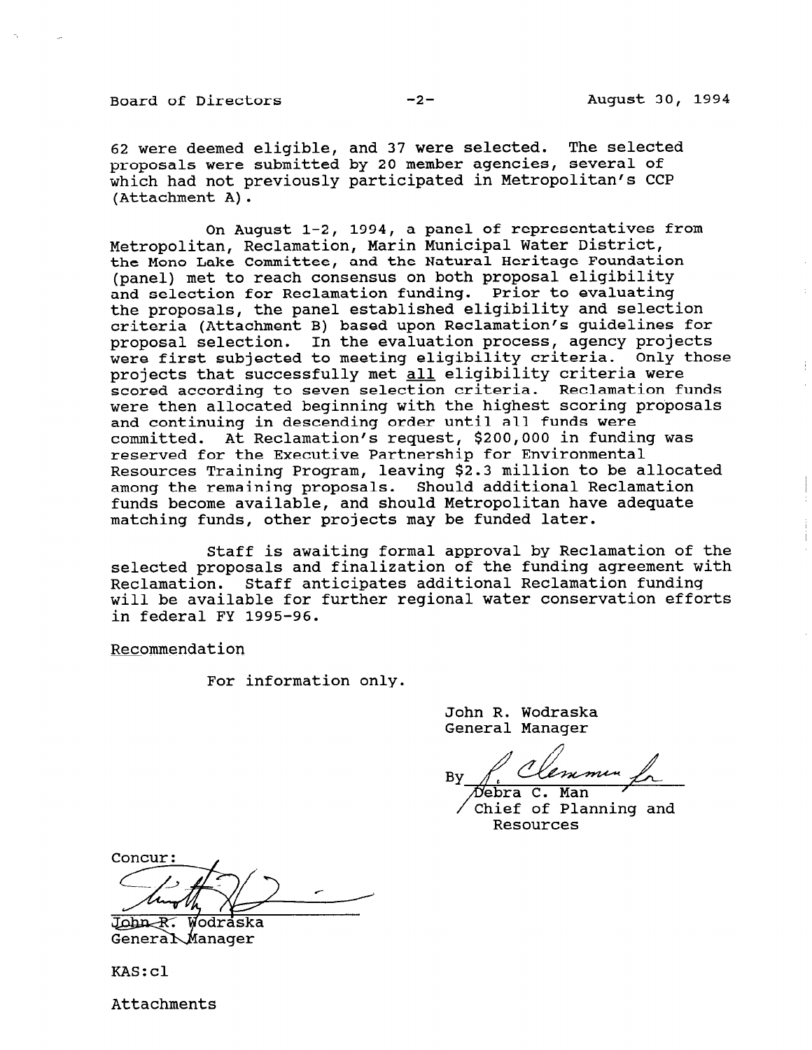62 were deemed eligible, and 37 were selected. The selected proposals were submitted by 20 member agencies, several of which had not previously participated in Metropolitan's CCP (Attachment A).

On August 1-2, 1994, a panel of representatives from Metropolitan, Reclamation, Marin Municipal Water District, the Mono Lake Committee, and the Natural Heritage Foundation (panel) met to reach consensus on both proposal eligibility and selection for Reclamation funding. Prior to evaluating the proposals, the panel established eligibility and selection criteria (Attachment B) based upon Reclamation's guidelines for proposal selection. In the evaluation process, agency projects were first subjected to meeting eligibility criteria. Only those projects that successfully met all eligibility criteria were scored according to seven selection criteria. Reclamation funds were then allocated beginning with the highest scoring proposals and continuing in descending order until all funds were committed. At Reclamation's request, $200,000 in funding was reserved for the Executive Partnership for Environmental Resources Training Program, leaving $2.3 million to be allocated among the remaining proposals. Should additional Reclamation funds become available, and should Metropolitan have adequate matching funds, other projects may be funded later.

Staff is awaiting formal approval by Reclamation of the selected proposals and finalization of the funding agreement with Reclamation. Staff anticipates additional Reclamation funding will be available for further regional water conservation efforts in federal FY 1995-96.

Recommendation

For information only.

John R. Wodraska
General Manager

By [signature]
Debra C. Man
Chief of Planning and Resources

Concur: [signature]
John R. Wodraska
General Manager

KAS:cl

Attachments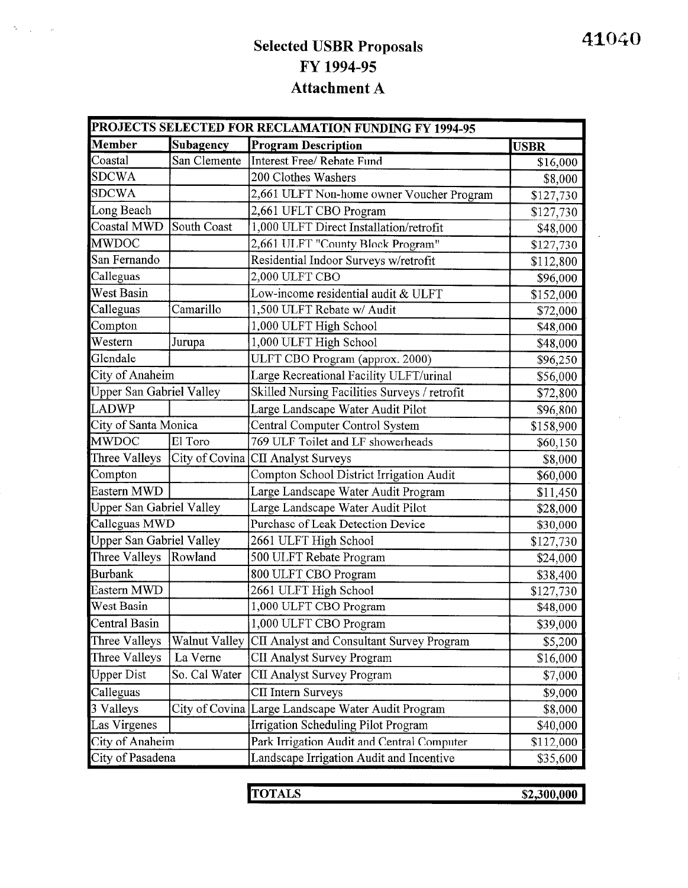# Selected USBR Proposals
## FY 1994-95
## Attachment A

41040

| PROJECTS SELECTED FOR RECLAMATION FUNDING FY 1994-95 | | | |
|---|---|---|---|
| **Member** | **Subagency** | **Program Description** | **USBR** |
| Coastal | San Clemente | Interest Free/ Rebate Fund | $16,000 |
| SDCWA | | 200 Clothes Washers | $8,000 |
| SDCWA | | 2,661 ULFT Non-home owner Voucher Program | $127,730 |
| Long Beach | | 2,661 UFLT CBO Program | $127,730 |
| Coastal MWD | South Coast | 1,000 ULFT Direct Installation/retrofit | $48,000 |
| MWDOC | | 2,661 ULFT "County Block Program" | $127,730 |
| San Fernando | | Residential Indoor Surveys w/retrofit | $112,800 |
| Calleguas | | 2,000 ULFT CBO | $96,000 |
| West Basin | | Low-income residential audit & ULFT | $152,000 |
| Calleguas | Camarillo | 1,500 ULFT Rebate w/ Audit | $72,000 |
| Compton | | 1,000 ULFT High School | $48,000 |
| Western | Jurupa | 1,000 ULFT High School | $48,000 |
| Glendale | | ULFT CBO Program (approx. 2000) | $96,250 |
| City of Anaheim | | Large Recreational Facility ULFT/urinal | $56,000 |
| Upper San Gabriel Valley | | Skilled Nursing Facilities Surveys / retrofit | $72,800 |
| LADWP | | Large Landscape Water Audit Pilot | $96,800 |
| City of Santa Monica | | Central Computer Control System | $158,900 |
| MWDOC | El Toro | 769 ULF Toilet and LF showerheads | $60,150 |
| Three Valleys | City of Covina | CII Analyst Surveys | $8,000 |
| Compton | | Compton School District Irrigation Audit | $60,000 |
| Eastern MWD | | Large Landscape Water Audit Program | $11,450 |
| Upper San Gabriel Valley | | Large Landscape Water Audit Pilot | $28,000 |
| Calleguas MWD | | Purchase of Leak Detection Device | $30,000 |
| Upper San Gabriel Valley | | 2661 ULFT High School | $127,730 |
| Three Valleys | Rowland | 500 ULFT Rebate Program | $24,000 |
| Burbank | | 800 ULFT CBO Program | $38,400 |
| Eastern MWD | | 2661 ULFT High School | $127,730 |
| West Basin | | 1,000 ULFT CBO Program | $48,000 |
| Central Basin | | 1,000 ULFT CBO Program | $39,000 |
| Three Valleys | Walnut Valley | CII Analyst and Consultant Survey Program | $5,200 |
| Three Valleys | La Verne | CII Analyst Survey Program | $16,000 |
| Upper Dist | So. Cal Water | CII Analyst Survey Program | $7,000 |
| Calleguas | | CII Intern Surveys | $9,000 |
| 3 Valleys | City of Covina | Large Landscape Water Audit Program | $8,000 |
| Las Virgenes | | Irrigation Scheduling Pilot Program | $40,000 |
| City of Anaheim | | Park Irrigation Audit and Central Computer | $112,000 |
| City of Pasadena | | Landscape Irrigation Audit and Incentive | $35,600 |

| **TOTALS** | **$2,300,000** |
|---|---|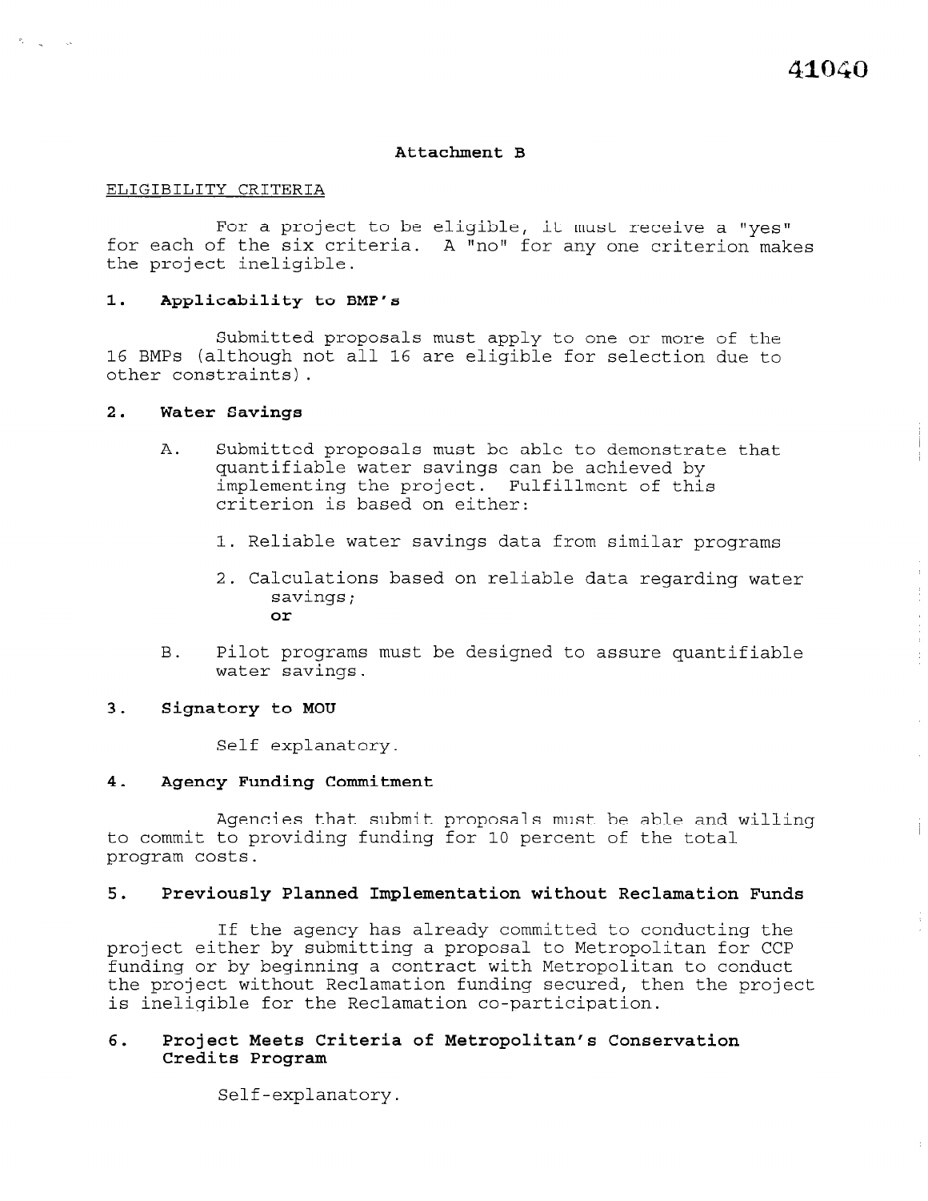41040

**Attachment B**

ELIGIBILITY CRITERIA

For a project to be eligible, it must receive a "yes" for each of the six criteria. A "no" for any one criterion makes the project ineligible.

### 1. Applicability to BMP's

Submitted proposals must apply to one or more of the 16 BMPs (although not all 16 are eligible for selection due to other constraints).

### 2. Water Savings

A. Submitted proposals must be able to demonstrate that quantifiable water savings can be achieved by implementing the project. Fulfillment of this criterion is based on either:

1. Reliable water savings data from similar programs

2. Calculations based on reliable data regarding water savings;
**or**

B. Pilot programs must be designed to assure quantifiable water savings.

### 3. Signatory to MOU

Self explanatory.

### 4. Agency Funding Commitment

Agencies that submit proposals must be able and willing to commit to providing funding for 10 percent of the total program costs.

### 5. Previously Planned Implementation without Reclamation Funds

If the agency has already committed to conducting the project either by submitting a proposal to Metropolitan for CCP funding or by beginning a contract with Metropolitan to conduct the project without Reclamation funding secured, then the project is ineligible for the Reclamation co-participation.

### 6. Project Meets Criteria of Metropolitan's Conservation Credits Program

Self-explanatory.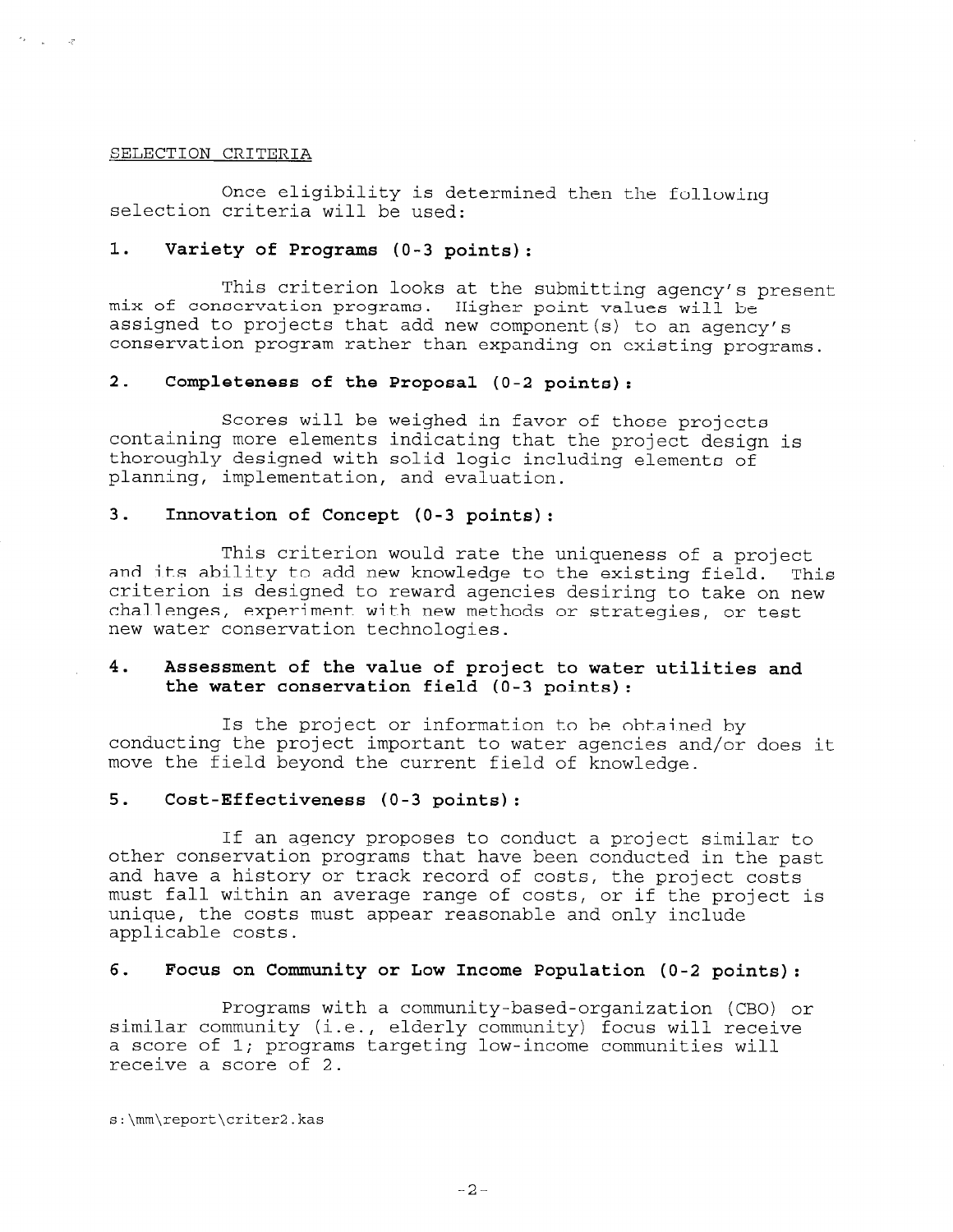SELECTION CRITERIA

Once eligibility is determined then the following selection criteria will be used:

**1. Variety of Programs (0-3 points):**

This criterion looks at the submitting agency's present mix of conservation programs. Higher point values will be assigned to projects that add new component(s) to an agency's conservation program rather than expanding on existing programs.

**2. Completeness of the Proposal (0-2 points):**

Scores will be weighed in favor of those projects containing more elements indicating that the project design is thoroughly designed with solid logic including elements of planning, implementation, and evaluation.

**3. Innovation of Concept (0-3 points):**

This criterion would rate the uniqueness of a project and its ability to add new knowledge to the existing field. This criterion is designed to reward agencies desiring to take on new challenges, experiment with new methods or strategies, or test new water conservation technologies.

**4. Assessment of the value of project to water utilities and the water conservation field (0-3 points):**

Is the project or information to be obtained by conducting the project important to water agencies and/or does it move the field beyond the current field of knowledge.

**5. Cost-Effectiveness (0-3 points):**

If an agency proposes to conduct a project similar to other conservation programs that have been conducted in the past and have a history or track record of costs, the project costs must fall within an average range of costs, or if the project is unique, the costs must appear reasonable and only include applicable costs.

**6. Focus on Community or Low Income Population (0-2 points):**

Programs with a community-based-organization (CBO) or similar community (i.e., elderly community) focus will receive a score of 1; programs targeting low-income communities will receive a score of 2.

s:\mm\report\criter2.kas